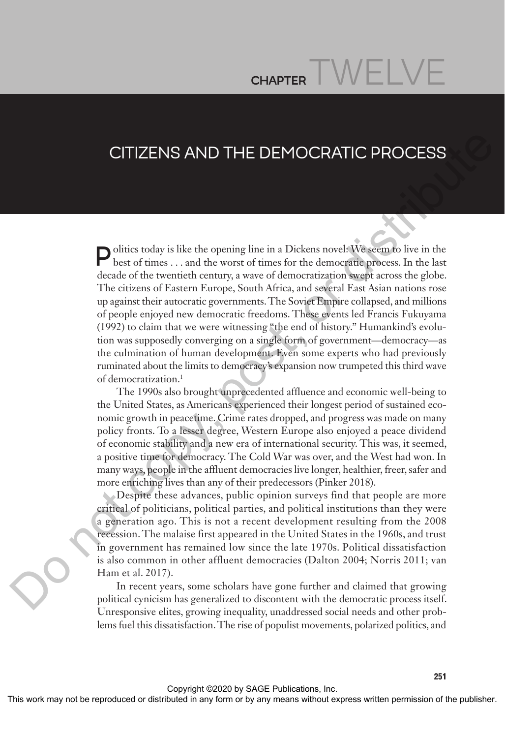# CHAPTER TWELVE

# CITIZENS AND THE DEMOCRATIC PROCESS

Politics today is like the opening line in a Dickens novel: We seem to live in the best of times . . . and the worst of times for the democratic process. In the last decade of the twentieth century, a wave of democratization swept across the globe. The citizens of Eastern Europe, South Africa, and several East Asian nations rose up against their autocratic governments. The Soviet Empire collapsed, and millions of people enjoyed new democratic freedoms. These events led Francis Fukuyama (1992) to claim that we were witnessing "the end of history." Humankind's evolution was supposedly converging on a single form of government—democracy—as the culmination of human development. Even some experts who had previously ruminated about the limits to democracy's expansion now trumpeted this third wave of democratization.[1]

The 1990s also brought unprecedented affluence and economic well-being to the United States, as Americans experienced their longest period of sustained economic growth in peacetime. Crime rates dropped, and progress was made on many policy fronts. To a lesser degree, Western Europe also enjoyed a peace dividend of economic stability and a new era of international security. This was, it seemed, a positive time for democracy. The Cold War was over, and the West had won. In many ways, people in the affluent democracies live longer, healthier, freer, safer and more enriching lives than any of their predecessors (Pinker 2018).

Despite these advances, public opinion surveys find that people are more critical of politicians, political parties, and political institutions than they were a generation ago. This is not a recent development resulting from the 2008 recession. The malaise first appeared in the United States in the 1960s, and trust in government has remained low since the late 1970s. Political dissatisfaction is also common in other affluent democracies (Dalton 2004; Norris 2011; van Ham et al. 2017).

In recent years, some scholars have gone further and claimed that growing political cynicism has generalized to discontent with the democratic process itself. Unresponsive elites, growing inequality, unaddressed social needs and other problems fuel this dissatisfaction. The rise of populist movements, polarized politics, and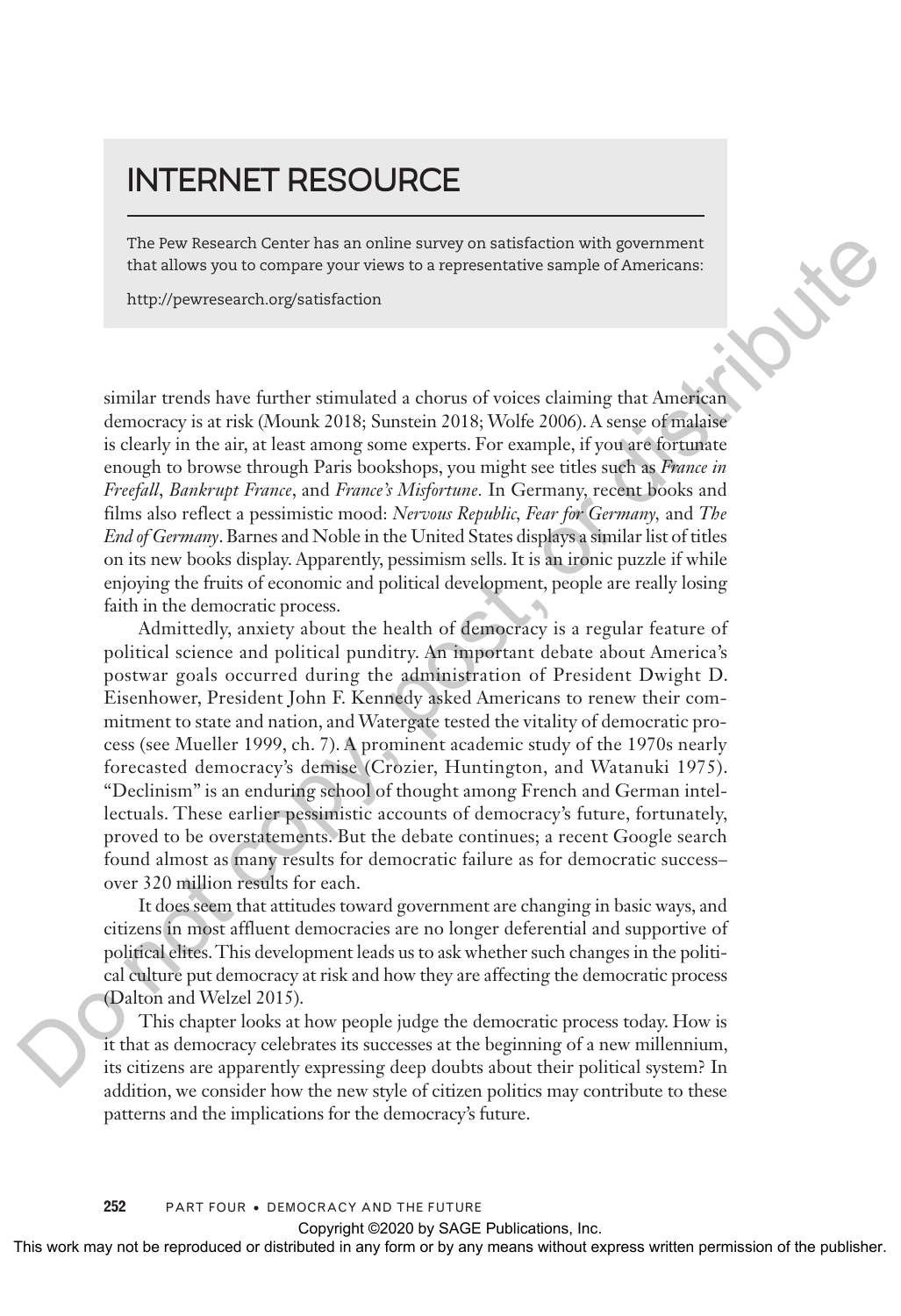## INTERNET RESOURCE

The Pew Research Center has an online survey on satisfaction with government that allows you to compare your views to a representative sample of Americans:

http://pewresearch.org/satisfaction

similar trends have further stimulated a chorus of voices claiming that American democracy is at risk (Mounk 2018; Sunstein 2018; Wolfe 2006). A sense of malaise is clearly in the air, at least among some experts. For example, if you are fortunate enough to browse through Paris bookshops, you might see titles such as *France in Freefall*, *Bankrupt France*, and *France's Misfortune*. In Germany, recent books and films also reflect a pessimistic mood: *Nervous Republic*, *Fear for Germany*, and *The End of Germany*. Barnes and Noble in the United States displays a similar list of titles on its new books display. Apparently, pessimism sells. It is an ironic puzzle if while enjoying the fruits of economic and political development, people are really losing faith in the democratic process.

Admittedly, anxiety about the health of democracy is a regular feature of political science and political punditry. An important debate about America's postwar goals occurred during the administration of President Dwight D. Eisenhower, President John F. Kennedy asked Americans to renew their commitment to state and nation, and Watergate tested the vitality of democratic process (see Mueller 1999, ch. 7). A prominent academic study of the 1970s nearly forecasted democracy's demise (Crozier, Huntington, and Watanuki 1975). "Declinism" is an enduring school of thought among French and German intellectuals. These earlier pessimistic accounts of democracy's future, fortunately, proved to be overstatements. But the debate continues; a recent Google search found almost as many results for democratic failure as for democratic success–over 320 million results for each.

It does seem that attitudes toward government are changing in basic ways, and citizens in most affluent democracies are no longer deferential and supportive of political elites. This development leads us to ask whether such changes in the political culture put democracy at risk and how they are affecting the democratic process (Dalton and Welzel 2015).

This chapter looks at how people judge the democratic process today. How is it that as democracy celebrates its successes at the beginning of a new millennium, its citizens are apparently expressing deep doubts about their political system? In addition, we consider how the new style of citizen politics may contribute to these patterns and the implications for the democracy's future.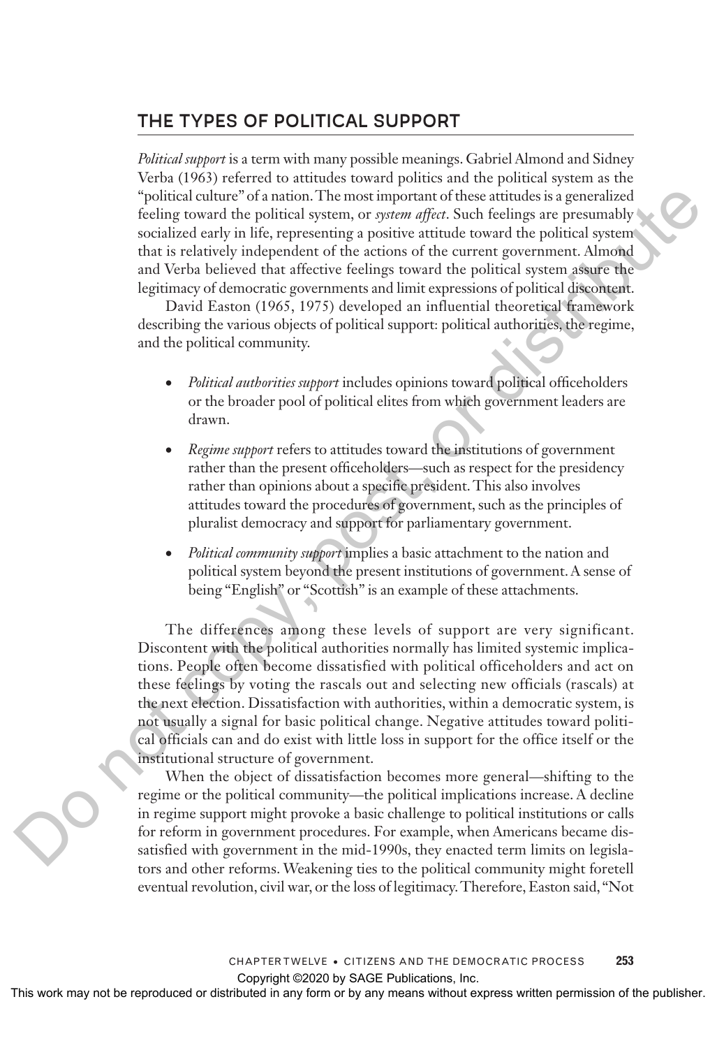## THE TYPES OF POLITICAL SUPPORT

*Political support* is a term with many possible meanings. Gabriel Almond and Sidney Verba (1963) referred to attitudes toward politics and the political system as the "political culture" of a nation. The most important of these attitudes is a generalized feeling toward the political system, or *system affect*. Such feelings are presumably socialized early in life, representing a positive attitude toward the political system that is relatively independent of the actions of the current government. Almond and Verba believed that affective feelings toward the political system assure the legitimacy of democratic governments and limit expressions of political discontent.

David Easton (1965, 1975) developed an influential theoretical framework describing the various objects of political support: political authorities, the regime, and the political community.

- *Political authorities support* includes opinions toward political officeholders or the broader pool of political elites from which government leaders are drawn.
- *Regime support* refers to attitudes toward the institutions of government rather than the present officeholders—such as respect for the presidency rather than opinions about a specific president. This also involves attitudes toward the procedures of government, such as the principles of pluralist democracy and support for parliamentary government.
- *Political community support* implies a basic attachment to the nation and political system beyond the present institutions of government. A sense of being "English" or "Scottish" is an example of these attachments.

The differences among these levels of support are very significant. Discontent with the political authorities normally has limited systemic implications. People often become dissatisfied with political officeholders and act on these feelings by voting the rascals out and selecting new officials (rascals) at the next election. Dissatisfaction with authorities, within a democratic system, is not usually a signal for basic political change. Negative attitudes toward political officials can and do exist with little loss in support for the office itself or the institutional structure of government.

When the object of dissatisfaction becomes more general—shifting to the regime or the political community—the political implications increase. A decline in regime support might provoke a basic challenge to political institutions or calls for reform in government procedures. For example, when Americans became dissatisfied with government in the mid-1990s, they enacted term limits on legislators and other reforms. Weakening ties to the political community might foretell eventual revolution, civil war, or the loss of legitimacy. Therefore, Easton said, "Not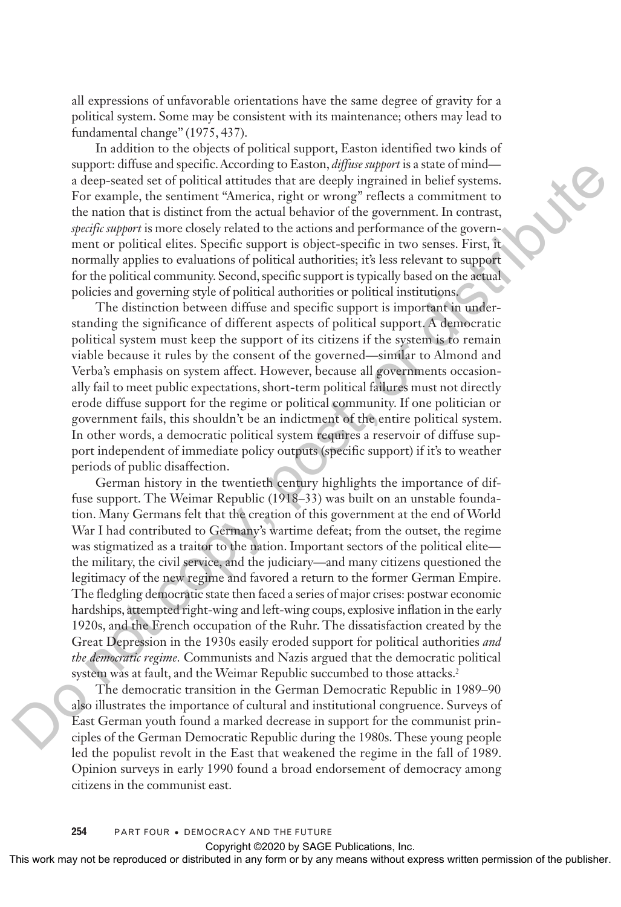all expressions of unfavorable orientations have the same degree of gravity for a political system. Some may be consistent with its maintenance; others may lead to fundamental change" (1975, 437).

In addition to the objects of political support, Easton identified two kinds of support: diffuse and specific. According to Easton, *diffuse support* is a state of mind—a deep-seated set of political attitudes that are deeply ingrained in belief systems. For example, the sentiment "America, right or wrong" reflects a commitment to the nation that is distinct from the actual behavior of the government. In contrast, *specific support* is more closely related to the actions and performance of the government or political elites. Specific support is object-specific in two senses. First, it normally applies to evaluations of political authorities; it's less relevant to support for the political community. Second, specific support is typically based on the actual policies and governing style of political authorities or political institutions.

The distinction between diffuse and specific support is important in understanding the significance of different aspects of political support. A democratic political system must keep the support of its citizens if the system is to remain viable because it rules by the consent of the governed—similar to Almond and Verba's emphasis on system affect. However, because all governments occasionally fail to meet public expectations, short-term political failures must not directly erode diffuse support for the regime or political community. If one politician or government fails, this shouldn't be an indictment of the entire political system. In other words, a democratic political system requires a reservoir of diffuse support independent of immediate policy outputs (specific support) if it's to weather periods of public disaffection.

German history in the twentieth century highlights the importance of diffuse support. The Weimar Republic (1918–33) was built on an unstable foundation. Many Germans felt that the creation of this government at the end of World War I had contributed to Germany's wartime defeat; from the outset, the regime was stigmatized as a traitor to the nation. Important sectors of the political elite—the military, the civil service, and the judiciary—and many citizens questioned the legitimacy of the new regime and favored a return to the former German Empire. The fledgling democratic state then faced a series of major crises: postwar economic hardships, attempted right-wing and left-wing coups, explosive inflation in the early 1920s, and the French occupation of the Ruhr. The dissatisfaction created by the Great Depression in the 1930s easily eroded support for political authorities *and the democratic regime.* Communists and Nazis argued that the democratic political system was at fault, and the Weimar Republic succumbed to those attacks.[2]

The democratic transition in the German Democratic Republic in 1989–90 also illustrates the importance of cultural and institutional congruence. Surveys of East German youth found a marked decrease in support for the communist principles of the German Democratic Republic during the 1980s. These young people led the populist revolt in the East that weakened the regime in the fall of 1989. Opinion surveys in early 1990 found a broad endorsement of democracy among citizens in the communist east.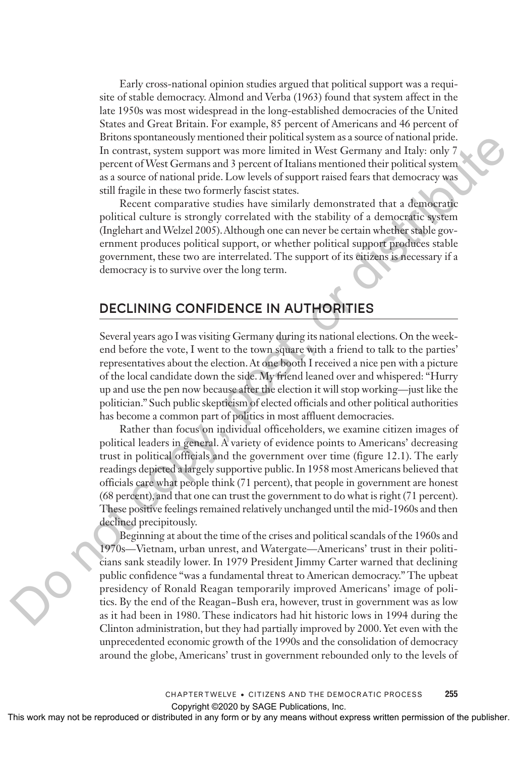Early cross-national opinion studies argued that political support was a requisite of stable democracy. Almond and Verba (1963) found that system affect in the late 1950s was most widespread in the long-established democracies of the United States and Great Britain. For example, 85 percent of Americans and 46 percent of Britons spontaneously mentioned their political system as a source of national pride. In contrast, system support was more limited in West Germany and Italy: only 7 percent of West Germans and 3 percent of Italians mentioned their political system as a source of national pride. Low levels of support raised fears that democracy was still fragile in these two formerly fascist states.

Recent comparative studies have similarly demonstrated that a democratic political culture is strongly correlated with the stability of a democratic system (Inglehart and Welzel 2005). Although one can never be certain whether stable government produces political support, or whether political support produces stable government, these two are interrelated. The support of its citizens is necessary if a democracy is to survive over the long term.

## DECLINING CONFIDENCE IN AUTHORITIES

Several years ago I was visiting Germany during its national elections. On the weekend before the vote, I went to the town square with a friend to talk to the parties' representatives about the election. At one booth I received a nice pen with a picture of the local candidate down the side. My friend leaned over and whispered: "Hurry up and use the pen now because after the election it will stop working—just like the politician." Such public skepticism of elected officials and other political authorities has become a common part of politics in most affluent democracies.

Rather than focus on individual officeholders, we examine citizen images of political leaders in general. A variety of evidence points to Americans' decreasing trust in political officials and the government over time (figure 12.1). The early readings depicted a largely supportive public. In 1958 most Americans believed that officials care what people think (71 percent), that people in government are honest (68 percent), and that one can trust the government to do what is right (71 percent). These positive feelings remained relatively unchanged until the mid-1960s and then declined precipitously.

Beginning at about the time of the crises and political scandals of the 1960s and 1970s—Vietnam, urban unrest, and Watergate—Americans' trust in their politicians sank steadily lower. In 1979 President Jimmy Carter warned that declining public confidence "was a fundamental threat to American democracy." The upbeat presidency of Ronald Reagan temporarily improved Americans' image of politics. By the end of the Reagan–Bush era, however, trust in government was as low as it had been in 1980. These indicators had hit historic lows in 1994 during the Clinton administration, but they had partially improved by 2000. Yet even with the unprecedented economic growth of the 1990s and the consolidation of democracy around the globe, Americans' trust in government rebounded only to the levels of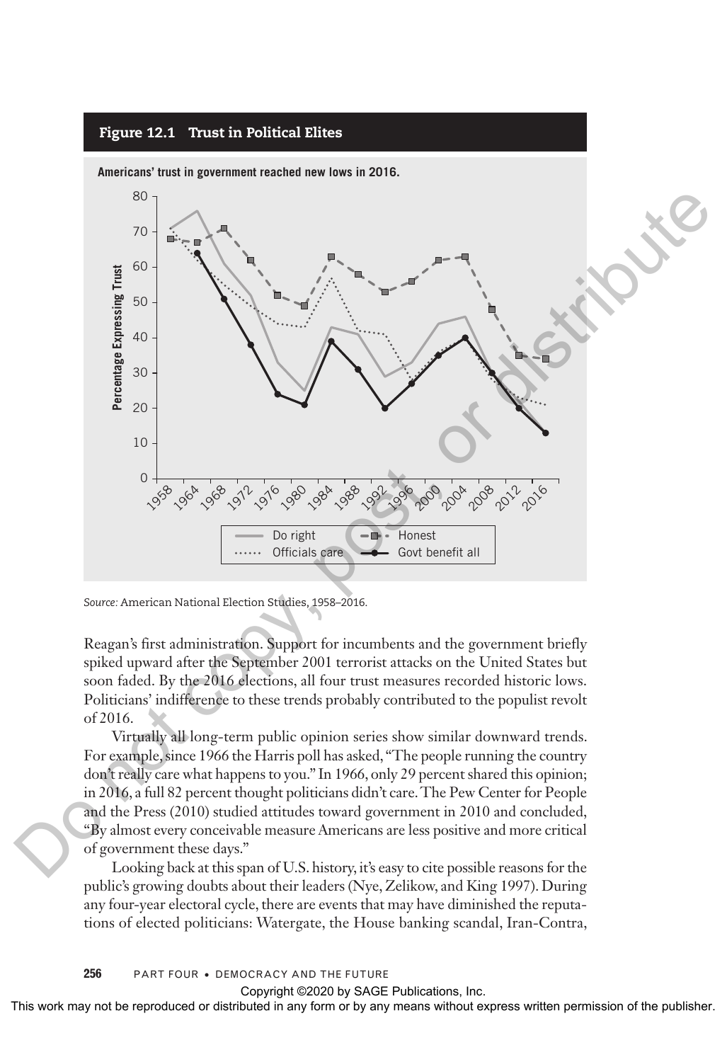**Figure 12.1 Trust in Political Elites**

Americans' trust in government reached new lows in 2016.

*Source:* American National Election Studies, 1958–2016.

Reagan's first administration. Support for incumbents and the government briefly spiked upward after the September 2001 terrorist attacks on the United States but soon faded. By the 2016 elections, all four trust measures recorded historic lows. Politicians' indifference to these trends probably contributed to the populist revolt of 2016.

Virtually all long-term public opinion series show similar downward trends. For example, since 1966 the Harris poll has asked, "The people running the country don't really care what happens to you." In 1966, only 29 percent shared this opinion; in 2016, a full 82 percent thought politicians didn't care. The Pew Center for People and the Press (2010) studied attitudes toward government in 2010 and concluded, "By almost every conceivable measure Americans are less positive and more critical of government these days."

Looking back at this span of U.S. history, it's easy to cite possible reasons for the public's growing doubts about their leaders (Nye, Zelikow, and King 1997). During any four-year electoral cycle, there are events that may have diminished the reputations of elected politicians: Watergate, the House banking scandal, Iran-Contra,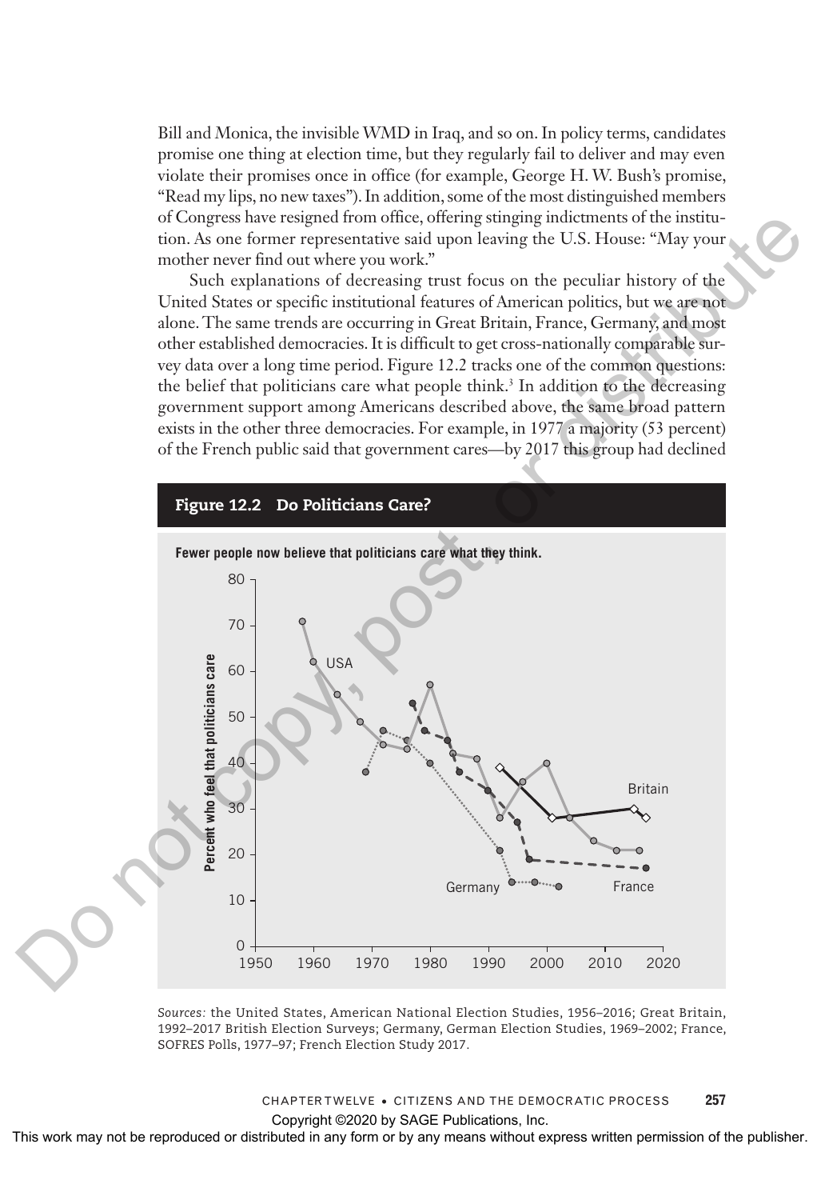Bill and Monica, the invisible WMD in Iraq, and so on. In policy terms, candidates promise one thing at election time, but they regularly fail to deliver and may even violate their promises once in office (for example, George H. W. Bush's promise, "Read my lips, no new taxes"). In addition, some of the most distinguished members of Congress have resigned from office, offering stinging indictments of the institution. As one former representative said upon leaving the U.S. House: "May your mother never find out where you work."

Such explanations of decreasing trust focus on the peculiar history of the United States or specific institutional features of American politics, but we are not alone. The same trends are occurring in Great Britain, France, Germany, and most other established democracies. It is difficult to get cross-nationally comparable survey data over a long time period. Figure 12.2 tracks one of the common questions: the belief that politicians care what people think.[3] In addition to the decreasing government support among Americans described above, the same broad pattern exists in the other three democracies. For example, in 1977 a majority (53 percent) of the French public said that government cares—by 2017 this group had declined

## Figure 12.2 Do Politicians Care?

**Fewer people now believe that politicians care what they think.**

*Sources:* the United States, American National Election Studies, 1956–2016; Great Britain, 1992–2017 British Election Surveys; Germany, German Election Studies, 1969–2002; France, SOFRES Polls, 1977–97; French Election Study 2017.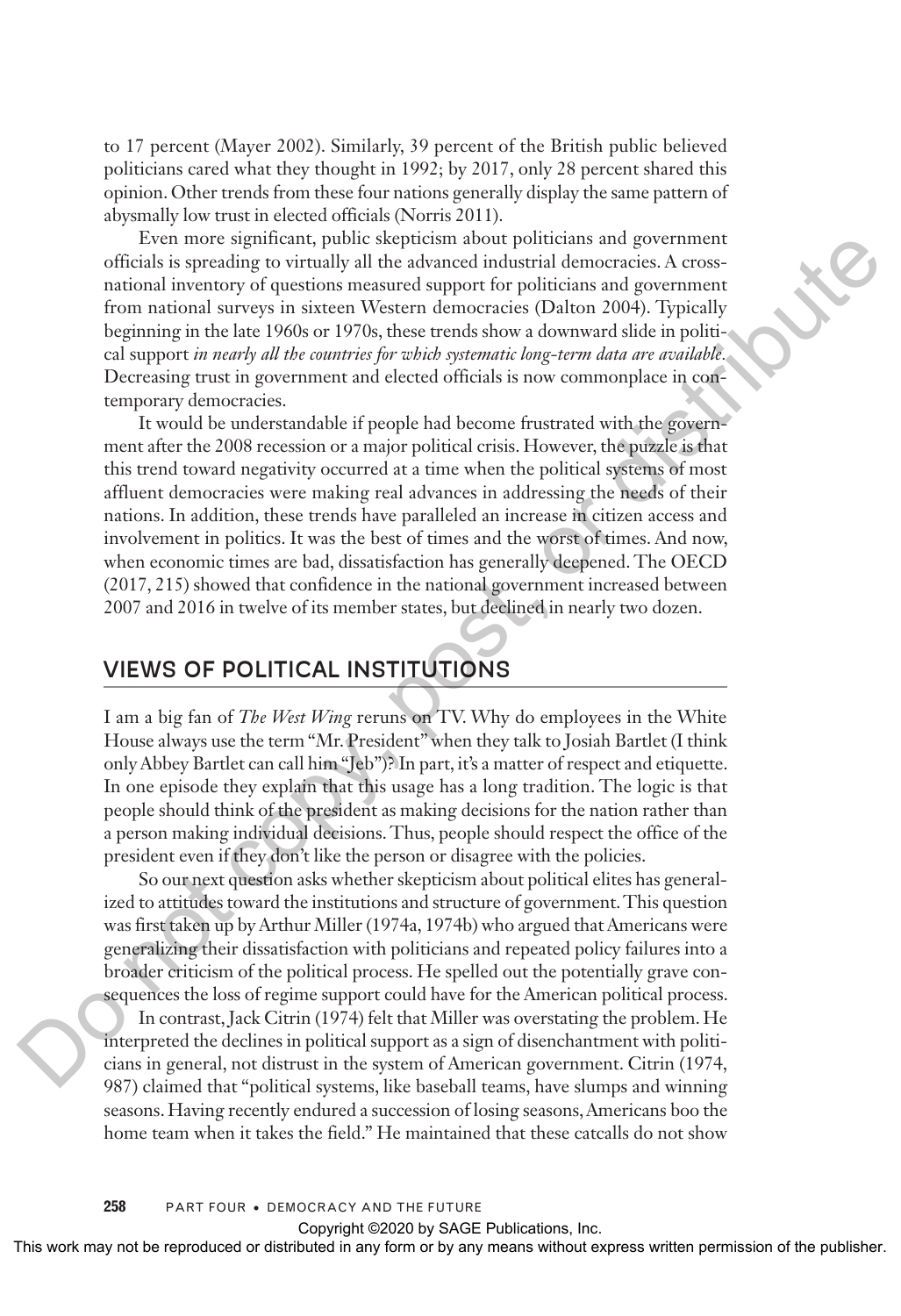to 17 percent (Mayer 2002). Similarly, 39 percent of the British public believed politicians cared what they thought in 1992; by 2017, only 28 percent shared this opinion. Other trends from these four nations generally display the same pattern of abysmally low trust in elected officials (Norris 2011).

Even more significant, public skepticism about politicians and government officials is spreading to virtually all the advanced industrial democracies. A cross-national inventory of questions measured support for politicians and government from national surveys in sixteen Western democracies (Dalton 2004). Typically beginning in the late 1960s or 1970s, these trends show a downward slide in political support *in nearly all the countries for which systematic long-term data are available*. Decreasing trust in government and elected officials is now commonplace in contemporary democracies.

It would be understandable if people had become frustrated with the government after the 2008 recession or a major political crisis. However, the puzzle is that this trend toward negativity occurred at a time when the political systems of most affluent democracies were making real advances in addressing the needs of their nations. In addition, these trends have paralleled an increase in citizen access and involvement in politics. It was the best of times and the worst of times. And now, when economic times are bad, dissatisfaction has generally deepened. The OECD (2017, 215) showed that confidence in the national government increased between 2007 and 2016 in twelve of its member states, but declined in nearly two dozen.

## VIEWS OF POLITICAL INSTITUTIONS

I am a big fan of *The West Wing* reruns on TV. Why do employees in the White House always use the term "Mr. President" when they talk to Josiah Bartlet (I think only Abbey Bartlet can call him "Jeb")? In part, it's a matter of respect and etiquette. In one episode they explain that this usage has a long tradition. The logic is that people should think of the president as making decisions for the nation rather than a person making individual decisions. Thus, people should respect the office of the president even if they don't like the person or disagree with the policies.

So our next question asks whether skepticism about political elites has generalized to attitudes toward the institutions and structure of government. This question was first taken up by Arthur Miller (1974a, 1974b) who argued that Americans were generalizing their dissatisfaction with politicians and repeated policy failures into a broader criticism of the political process. He spelled out the potentially grave consequences the loss of regime support could have for the American political process.

In contrast, Jack Citrin (1974) felt that Miller was overstating the problem. He interpreted the declines in political support as a sign of disenchantment with politicians in general, not distrust in the system of American government. Citrin (1974, 987) claimed that "political systems, like baseball teams, have slumps and winning seasons. Having recently endured a succession of losing seasons, Americans boo the home team when it takes the field." He maintained that these catcalls do not show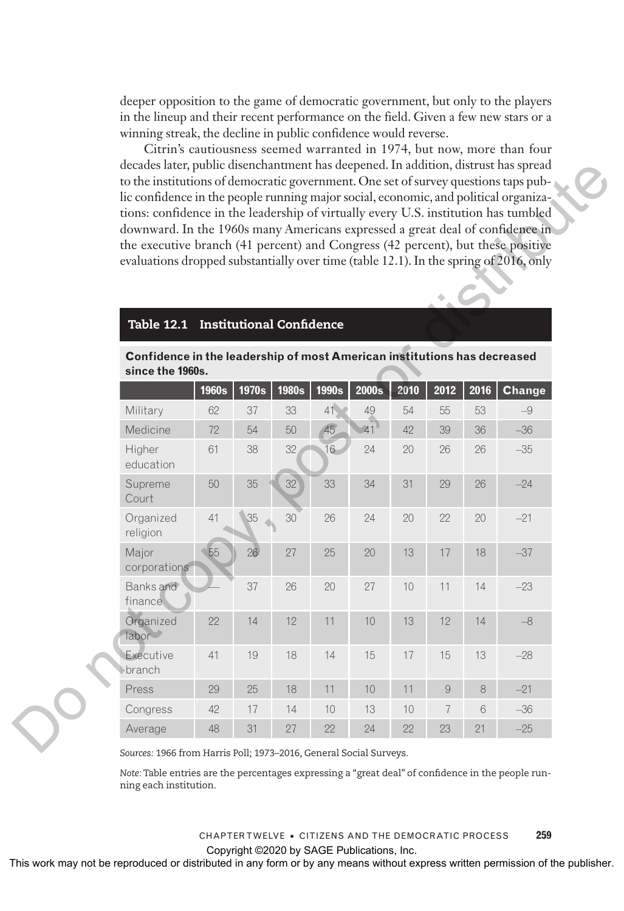deeper opposition to the game of democratic government, but only to the players in the lineup and their recent performance on the field. Given a few new stars or a winning streak, the decline in public confidence would reverse.

Citrin's cautiousness seemed warranted in 1974, but now, more than four decades later, public disenchantment has deepened. In addition, distrust has spread to the institutions of democratic government. One set of survey questions taps public confidence in the people running major social, economic, and political organizations: confidence in the leadership of virtually every U.S. institution has tumbled downward. In the 1960s many Americans expressed a great deal of confidence in the executive branch (41 percent) and Congress (42 percent), but these positive evaluations dropped substantially over time (table 12.1). In the spring of 2016, only

**Table 12.1 Institutional Confidence**

**Confidence in the leadership of most American institutions has decreased since the 1960s.**

| | 1960s | 1970s | 1980s | 1990s | 2000s | 2010 | 2012 | 2016 | Change |
|---|---|---|---|---|---|---|---|---|---|
| Military | 62 | 37 | 33 | 41 | 49 | 54 | 55 | 53 | –9 |
| Medicine | 72 | 54 | 50 | 45 | 41 | 42 | 39 | 36 | –36 |
| Higher education | 61 | 38 | 32 | 16 | 24 | 20 | 26 | 26 | –35 |
| Supreme Court | 50 | 35 | 32 | 33 | 34 | 31 | 29 | 26 | –24 |
| Organized religion | 41 | 35 | 30 | 26 | 24 | 20 | 22 | 20 | –21 |
| Major corporations | 55 | 26 | 27 | 25 | 20 | 13 | 17 | 18 | –37 |
| Banks and finance | — | 37 | 26 | 20 | 27 | 10 | 11 | 14 | –23 |
| Organized labor | 22 | 14 | 12 | 11 | 10 | 13 | 12 | 14 | –8 |
| Executive branch | 41 | 19 | 18 | 14 | 15 | 17 | 15 | 13 | –28 |
| Press | 29 | 25 | 18 | 11 | 10 | 11 | 9 | 8 | –21 |
| Congress | 42 | 17 | 14 | 10 | 13 | 10 | 7 | 6 | –36 |
| Average | 48 | 31 | 27 | 22 | 24 | 22 | 23 | 21 | –25 |

*Sources:* 1966 from Harris Poll; 1973–2016, General Social Surveys.

*Note:* Table entries are the percentages expressing a "great deal" of confidence in the people running each institution.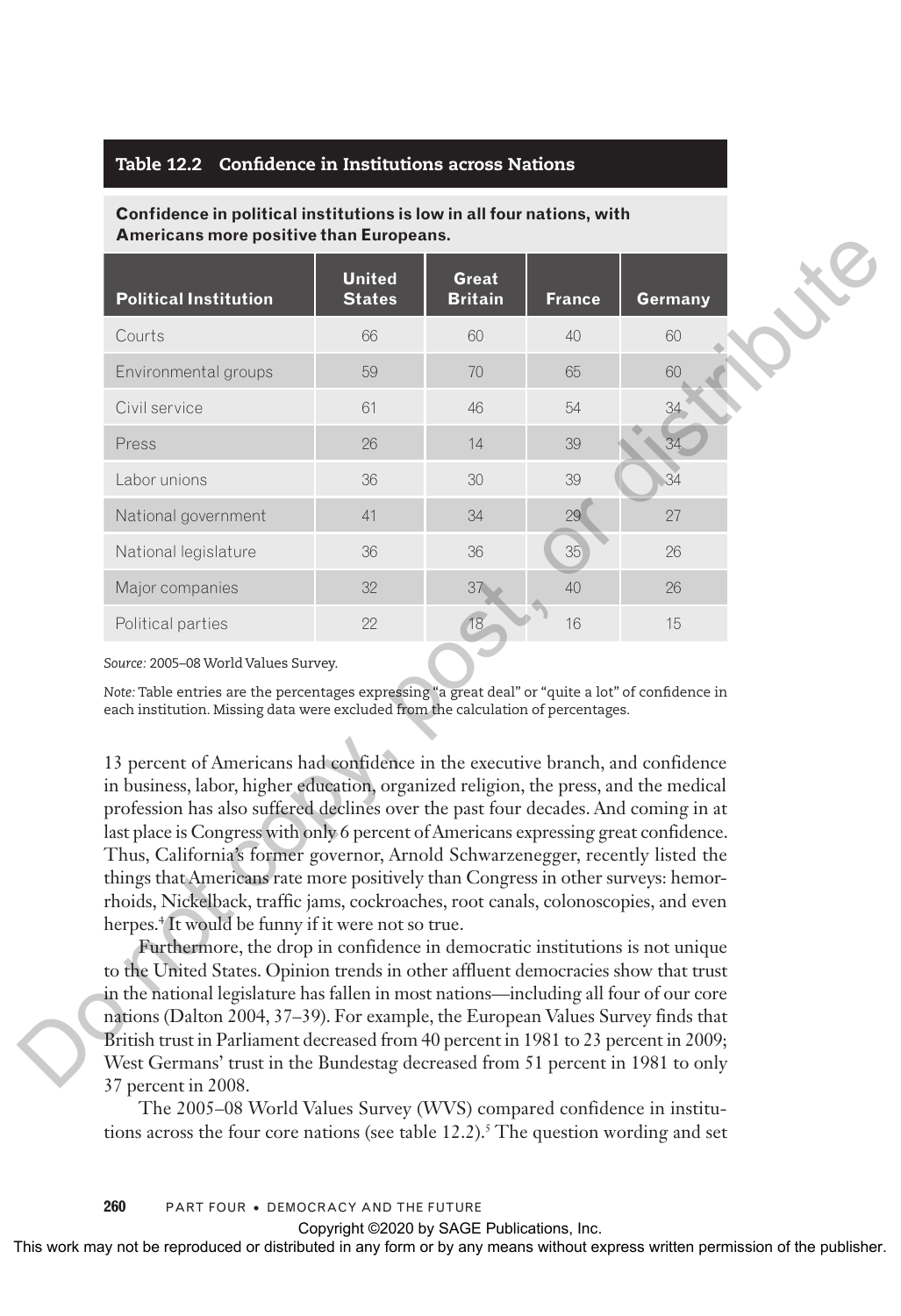**Table 12.2 Confidence in Institutions across Nations**

**Confidence in political institutions is low in all four nations, with Americans more positive than Europeans.**

| Political Institution | United States | Great Britain | France | Germany |
|---|---|---|---|---|
| Courts | 66 | 60 | 40 | 60 |
| Environmental groups | 59 | 70 | 65 | 60 |
| Civil service | 61 | 46 | 54 | 34 |
| Press | 26 | 14 | 39 | 34 |
| Labor unions | 36 | 30 | 39 | 34 |
| National government | 41 | 34 | 29 | 27 |
| National legislature | 36 | 36 | 35 | 26 |
| Major companies | 32 | 37 | 40 | 26 |
| Political parties | 22 | 18 | 16 | 15 |

*Source:* 2005–08 World Values Survey.

*Note:* Table entries are the percentages expressing "a great deal" or "quite a lot" of confidence in each institution. Missing data were excluded from the calculation of percentages.

13 percent of Americans had confidence in the executive branch, and confidence in business, labor, higher education, organized religion, the press, and the medical profession has also suffered declines over the past four decades. And coming in at last place is Congress with only 6 percent of Americans expressing great confidence. Thus, California's former governor, Arnold Schwarzenegger, recently listed the things that Americans rate more positively than Congress in other surveys: hemorrhoids, Nickelback, traffic jams, cockroaches, root canals, colonoscopies, and even herpes.[4] It would be funny if it were not so true.

Furthermore, the drop in confidence in democratic institutions is not unique to the United States. Opinion trends in other affluent democracies show that trust in the national legislature has fallen in most nations—including all four of our core nations (Dalton 2004, 37–39). For example, the European Values Survey finds that British trust in Parliament decreased from 40 percent in 1981 to 23 percent in 2009; West Germans' trust in the Bundestag decreased from 51 percent in 1981 to only 37 percent in 2008.

The 2005–08 World Values Survey (WVS) compared confidence in institutions across the four core nations (see table 12.2).[5] The question wording and set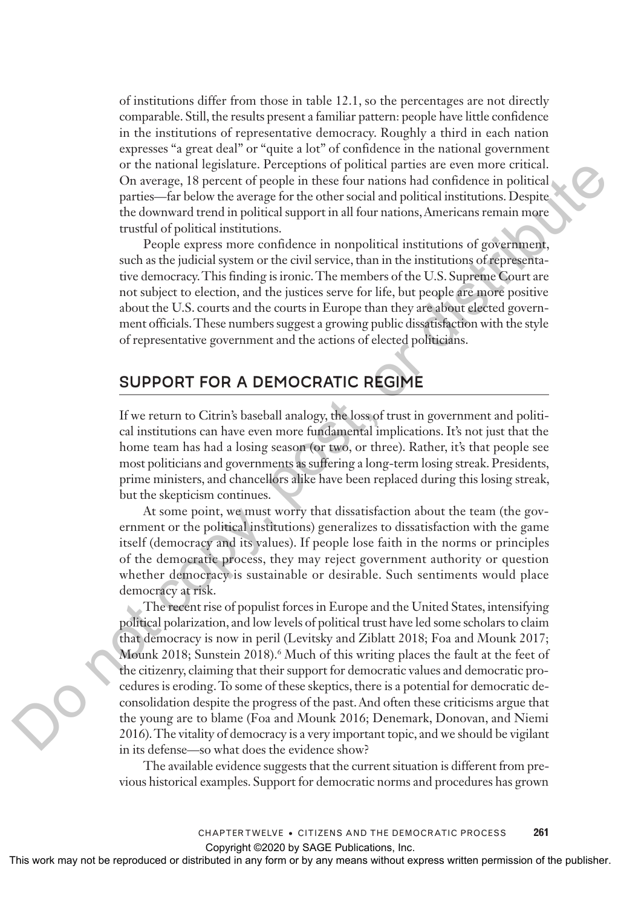of institutions differ from those in table 12.1, so the percentages are not directly comparable. Still, the results present a familiar pattern: people have little confidence in the institutions of representative democracy. Roughly a third in each nation expresses "a great deal" or "quite a lot" of confidence in the national government or the national legislature. Perceptions of political parties are even more critical. On average, 18 percent of people in these four nations had confidence in political parties—far below the average for the other social and political institutions. Despite the downward trend in political support in all four nations, Americans remain more trustful of political institutions.

People express more confidence in nonpolitical institutions of government, such as the judicial system or the civil service, than in the institutions of representative democracy. This finding is ironic. The members of the U.S. Supreme Court are not subject to election, and the justices serve for life, but people are more positive about the U.S. courts and the courts in Europe than they are about elected government officials. These numbers suggest a growing public dissatisfaction with the style of representative government and the actions of elected politicians.

## SUPPORT FOR A DEMOCRATIC REGIME

If we return to Citrin's baseball analogy, the loss of trust in government and political institutions can have even more fundamental implications. It's not just that the home team has had a losing season (or two, or three). Rather, it's that people see most politicians and governments as suffering a long-term losing streak. Presidents, prime ministers, and chancellors alike have been replaced during this losing streak, but the skepticism continues.

At some point, we must worry that dissatisfaction about the team (the government or the political institutions) generalizes to dissatisfaction with the game itself (democracy and its values). If people lose faith in the norms or principles of the democratic process, they may reject government authority or question whether democracy is sustainable or desirable. Such sentiments would place democracy at risk.

The recent rise of populist forces in Europe and the United States, intensifying political polarization, and low levels of political trust have led some scholars to claim that democracy is now in peril (Levitsky and Ziblatt 2018; Foa and Mounk 2017; Mounk 2018; Sunstein 2018).[6] Much of this writing places the fault at the feet of the citizenry, claiming that their support for democratic values and democratic procedures is eroding. To some of these skeptics, there is a potential for democratic deconsolidation despite the progress of the past. And often these criticisms argue that the young are to blame (Foa and Mounk 2016; Denemark, Donovan, and Niemi 2016). The vitality of democracy is a very important topic, and we should be vigilant in its defense—so what does the evidence show?

The available evidence suggests that the current situation is different from previous historical examples. Support for democratic norms and procedures has grown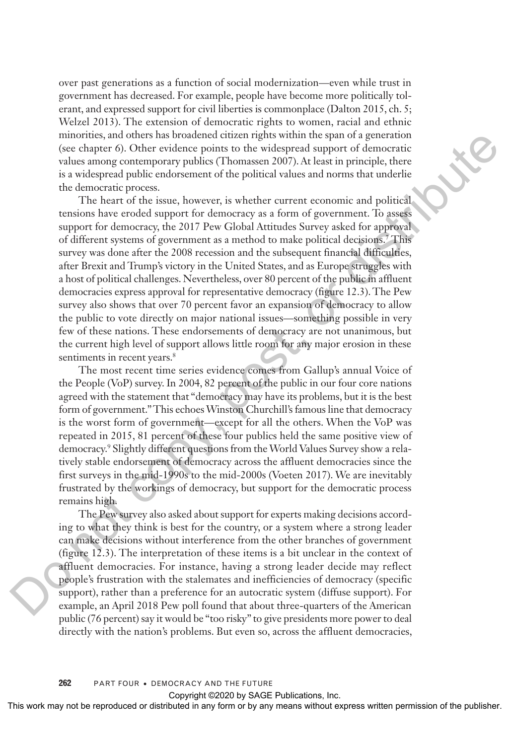over past generations as a function of social modernization—even while trust in government has decreased. For example, people have become more politically tolerant, and expressed support for civil liberties is commonplace (Dalton 2015, ch. 5; Welzel 2013). The extension of democratic rights to women, racial and ethnic minorities, and others has broadened citizen rights within the span of a generation (see chapter 6). Other evidence points to the widespread support of democratic values among contemporary publics (Thomassen 2007). At least in principle, there is a widespread public endorsement of the political values and norms that underlie the democratic process.

The heart of the issue, however, is whether current economic and political tensions have eroded support for democracy as a form of government. To assess support for democracy, the 2017 Pew Global Attitudes Survey asked for approval of different systems of government as a method to make political decisions.[7] This survey was done after the 2008 recession and the subsequent financial difficulties, after Brexit and Trump's victory in the United States, and as Europe struggles with a host of political challenges. Nevertheless, over 80 percent of the public in affluent democracies express approval for representative democracy (figure 12.3). The Pew survey also shows that over 70 percent favor an expansion of democracy to allow the public to vote directly on major national issues—something possible in very few of these nations. These endorsements of democracy are not unanimous, but the current high level of support allows little room for any major erosion in these sentiments in recent years.[8]

The most recent time series evidence comes from Gallup's annual Voice of the People (VoP) survey. In 2004, 82 percent of the public in our four core nations agreed with the statement that "democracy may have its problems, but it is the best form of government." This echoes Winston Churchill's famous line that democracy is the worst form of government—except for all the others. When the VoP was repeated in 2015, 81 percent of these four publics held the same positive view of democracy.[9] Slightly different questions from the World Values Survey show a relatively stable endorsement of democracy across the affluent democracies since the first surveys in the mid-1990s to the mid-2000s (Voeten 2017). We are inevitably frustrated by the workings of democracy, but support for the democratic process remains high.

The Pew survey also asked about support for experts making decisions according to what they think is best for the country, or a system where a strong leader can make decisions without interference from the other branches of government (figure 12.3). The interpretation of these items is a bit unclear in the context of affluent democracies. For instance, having a strong leader decide may reflect people's frustration with the stalemates and inefficiencies of democracy (specific support), rather than a preference for an autocratic system (diffuse support). For example, an April 2018 Pew poll found that about three-quarters of the American public (76 percent) say it would be "too risky" to give presidents more power to deal directly with the nation's problems. But even so, across the affluent democracies,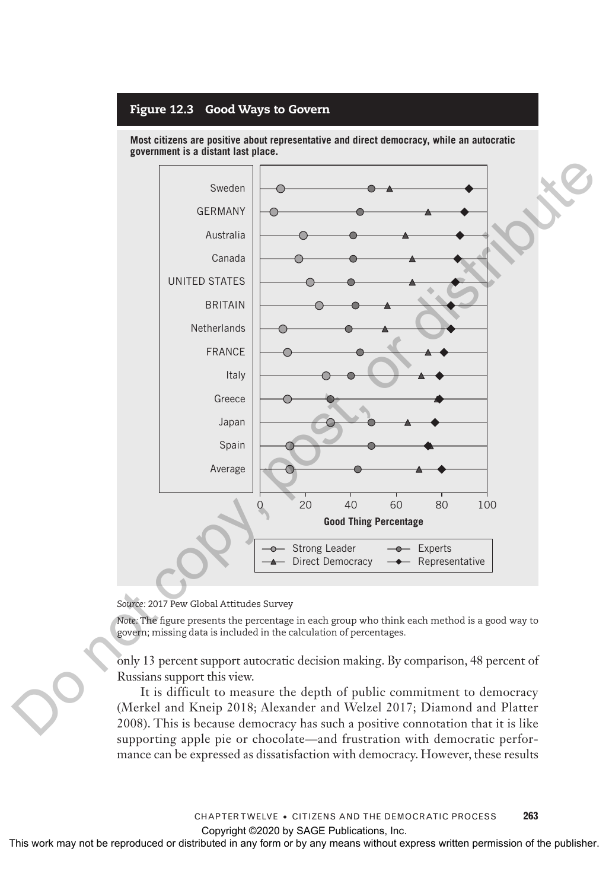## Figure 12.3 Good Ways to Govern

**Most citizens are positive about representative and direct democracy, while an autocratic government is a distant last place.**

*Source:* 2017 Pew Global Attitudes Survey

*Note:* The figure presents the percentage in each group who think each method is a good way to govern; missing data is included in the calculation of percentages.

only 13 percent support autocratic decision making. By comparison, 48 percent of Russians support this view.

It is difficult to measure the depth of public commitment to democracy (Merkel and Kneip 2018; Alexander and Welzel 2017; Diamond and Platter 2008). This is because democracy has such a positive connotation that it is like supporting apple pie or chocolate—and frustration with democratic performance can be expressed as dissatisfaction with democracy. However, these results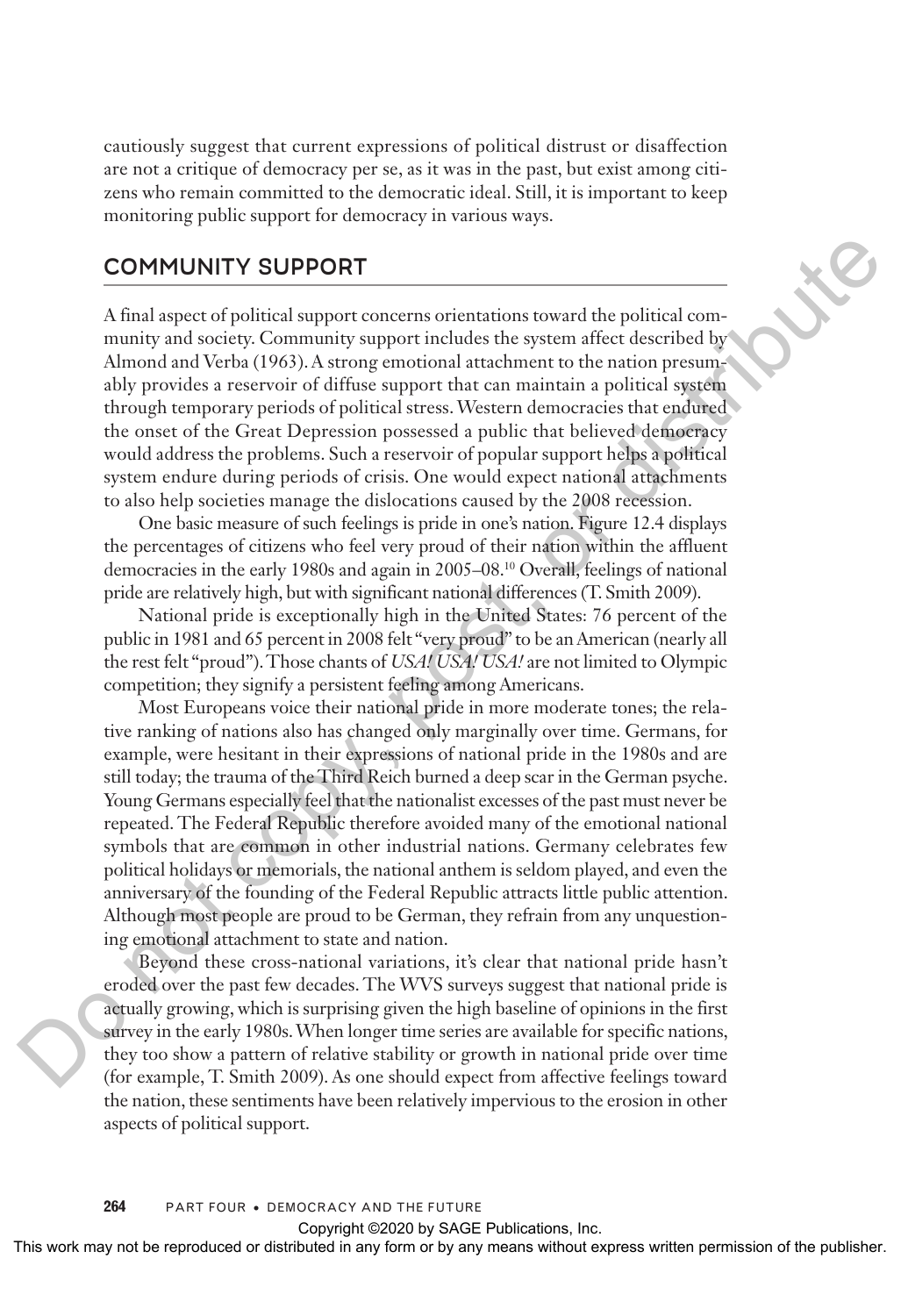cautiously suggest that current expressions of political distrust or disaffection are not a critique of democracy per se, as it was in the past, but exist among citizens who remain committed to the democratic ideal. Still, it is important to keep monitoring public support for democracy in various ways.

## COMMUNITY SUPPORT

A final aspect of political support concerns orientations toward the political community and society. Community support includes the system affect described by Almond and Verba (1963). A strong emotional attachment to the nation presumably provides a reservoir of diffuse support that can maintain a political system through temporary periods of political stress. Western democracies that endured the onset of the Great Depression possessed a public that believed democracy would address the problems. Such a reservoir of popular support helps a political system endure during periods of crisis. One would expect national attachments to also help societies manage the dislocations caused by the 2008 recession.

One basic measure of such feelings is pride in one's nation. Figure 12.4 displays the percentages of citizens who feel very proud of their nation within the affluent democracies in the early 1980s and again in 2005–08.[10] Overall, feelings of national pride are relatively high, but with significant national differences (T. Smith 2009).

National pride is exceptionally high in the United States: 76 percent of the public in 1981 and 65 percent in 2008 felt "very proud" to be an American (nearly all the rest felt "proud"). Those chants of *USA! USA! USA!* are not limited to Olympic competition; they signify a persistent feeling among Americans.

Most Europeans voice their national pride in more moderate tones; the relative ranking of nations also has changed only marginally over time. Germans, for example, were hesitant in their expressions of national pride in the 1980s and are still today; the trauma of the Third Reich burned a deep scar in the German psyche. Young Germans especially feel that the nationalist excesses of the past must never be repeated. The Federal Republic therefore avoided many of the emotional national symbols that are common in other industrial nations. Germany celebrates few political holidays or memorials, the national anthem is seldom played, and even the anniversary of the founding of the Federal Republic attracts little public attention. Although most people are proud to be German, they refrain from any unquestioning emotional attachment to state and nation.

Beyond these cross-national variations, it's clear that national pride hasn't eroded over the past few decades. The WVS surveys suggest that national pride is actually growing, which is surprising given the high baseline of opinions in the first survey in the early 1980s. When longer time series are available for specific nations, they too show a pattern of relative stability or growth in national pride over time (for example, T. Smith 2009). As one should expect from affective feelings toward the nation, these sentiments have been relatively impervious to the erosion in other aspects of political support.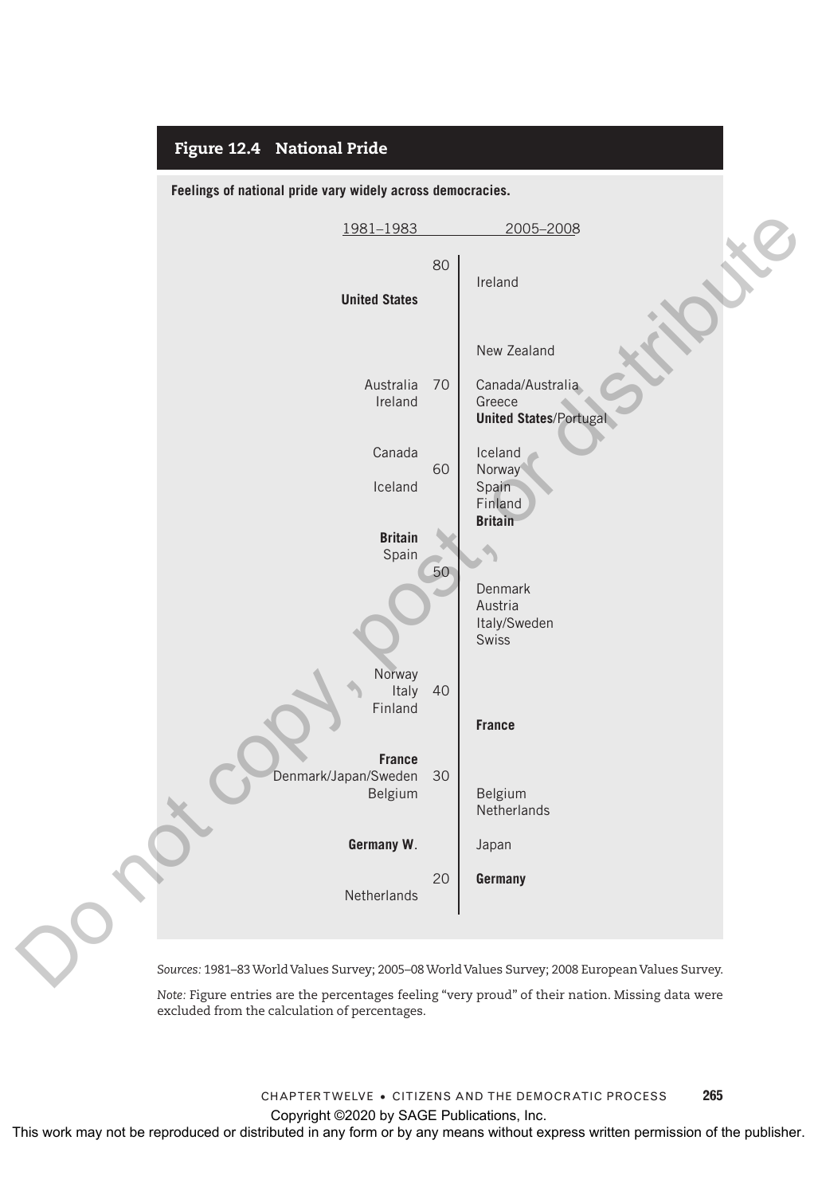## Figure 12.4 National Pride

**Feelings of national pride vary widely across democracies.**

| 1981–1983 | | 2005–2008 |
|---|---|---|
| | 80 | |
| | | Ireland |
| **United States** | | |
| | | New Zealand |
| Australia | 70 | Canada/Australia |
| Ireland | | Greece |
| | | **United States**/Portugal |
| Canada | | Iceland |
| | 60 | Norway |
| Iceland | | Spain |
| | | Finland |
| | | **Britain** |
| **Britain** | | |
| Spain | | |
| | 50 | |
| | | Denmark |
| | | Austria |
| | | Italy/Sweden |
| | | Swiss |
| Norway | | |
| Italy | 40 | |
| Finland | | |
| | | **France** |
| **France** | | |
| Denmark/Japan/Sweden | 30 | |
| Belgium | | Belgium |
| | | Netherlands |
| **Germany W.** | | Japan |
| | 20 | **Germany** |
| Netherlands | | |

*Sources:* 1981–83 World Values Survey; 2005–08 World Values Survey; 2008 European Values Survey.

*Note:* Figure entries are the percentages feeling "very proud" of their nation. Missing data were excluded from the calculation of percentages.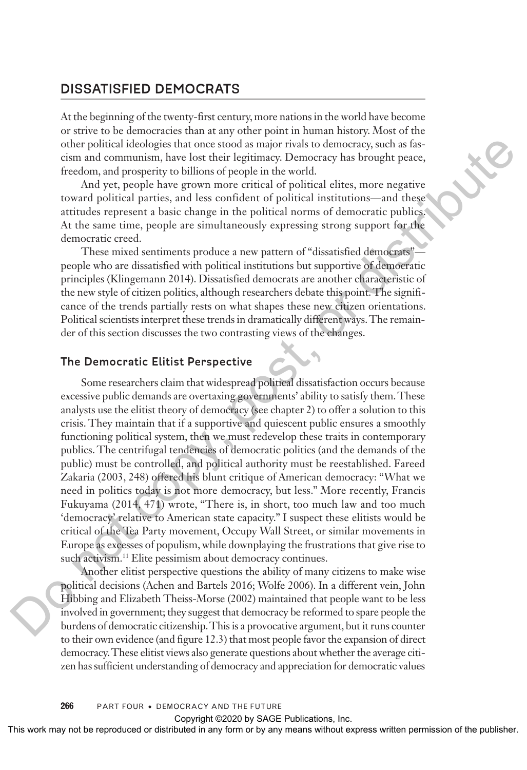## DISSATISFIED DEMOCRATS

At the beginning of the twenty-first century, more nations in the world have become or strive to be democracies than at any other point in human history. Most of the other political ideologies that once stood as major rivals to democracy, such as fascism and communism, have lost their legitimacy. Democracy has brought peace, freedom, and prosperity to billions of people in the world.

And yet, people have grown more critical of political elites, more negative toward political parties, and less confident of political institutions—and these attitudes represent a basic change in the political norms of democratic publics. At the same time, people are simultaneously expressing strong support for the democratic creed.

These mixed sentiments produce a new pattern of "dissatisfied democrats"—people who are dissatisfied with political institutions but supportive of democratic principles (Klingemann 2014). Dissatisfied democrats are another characteristic of the new style of citizen politics, although researchers debate this point. The significance of the trends partially rests on what shapes these new citizen orientations. Political scientists interpret these trends in dramatically different ways. The remainder of this section discusses the two contrasting views of the changes.

### The Democratic Elitist Perspective

Some researchers claim that widespread political dissatisfaction occurs because excessive public demands are overtaxing governments' ability to satisfy them. These analysts use the elitist theory of democracy (see chapter 2) to offer a solution to this crisis. They maintain that if a supportive and quiescent public ensures a smoothly functioning political system, then we must redevelop these traits in contemporary publics. The centrifugal tendencies of democratic politics (and the demands of the public) must be controlled, and political authority must be reestablished. Fareed Zakaria (2003, 248) offered his blunt critique of American democracy: "What we need in politics today is not more democracy, but less." More recently, Francis Fukuyama (2014, 471) wrote, "There is, in short, too much law and too much 'democracy' relative to American state capacity." I suspect these elitists would be critical of the Tea Party movement, Occupy Wall Street, or similar movements in Europe as excesses of populism, while downplaying the frustrations that give rise to such activism.[11] Elite pessimism about democracy continues.

Another elitist perspective questions the ability of many citizens to make wise political decisions (Achen and Bartels 2016; Wolfe 2006). In a different vein, John Hibbing and Elizabeth Theiss-Morse (2002) maintained that people want to be less involved in government; they suggest that democracy be reformed to spare people the burdens of democratic citizenship. This is a provocative argument, but it runs counter to their own evidence (and figure 12.3) that most people favor the expansion of direct democracy. These elitist views also generate questions about whether the average citizen has sufficient understanding of democracy and appreciation for democratic values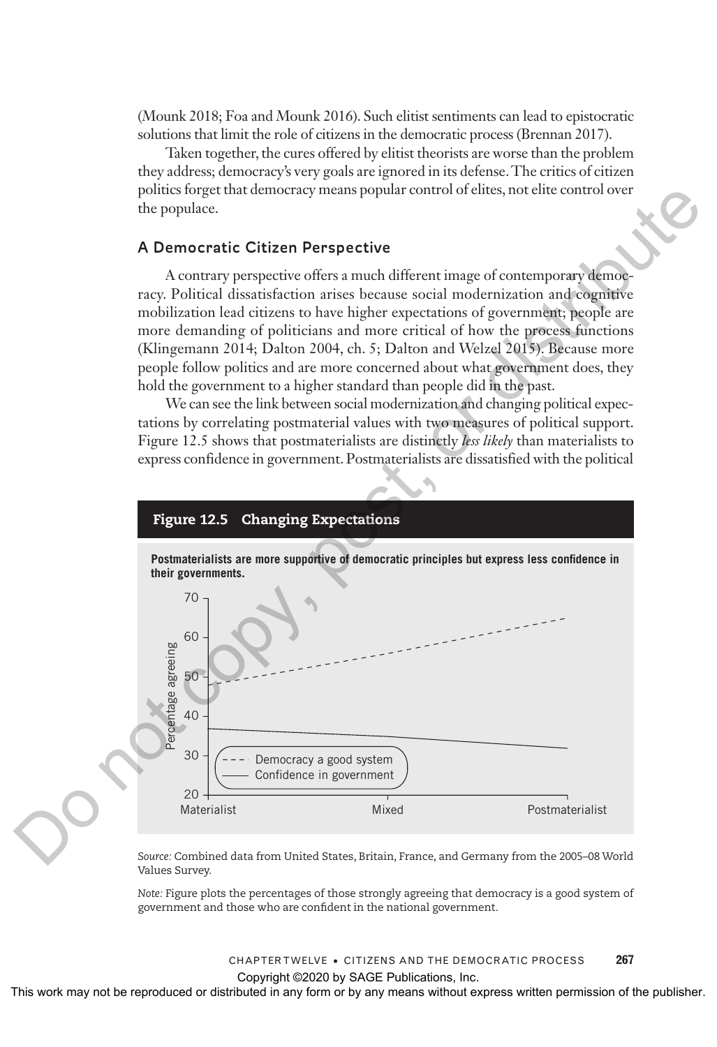(Mounk 2018; Foa and Mounk 2016). Such elitist sentiments can lead to epistocratic solutions that limit the role of citizens in the democratic process (Brennan 2017).

Taken together, the cures offered by elitist theorists are worse than the problem they address; democracy's very goals are ignored in its defense. The critics of citizen politics forget that democracy means popular control of elites, not elite control over the populace.

### A Democratic Citizen Perspective

A contrary perspective offers a much different image of contemporary democracy. Political dissatisfaction arises because social modernization and cognitive mobilization lead citizens to have higher expectations of government; people are more demanding of politicians and more critical of how the process functions (Klingemann 2014; Dalton 2004, ch. 5; Dalton and Welzel 2015). Because more people follow politics and are more concerned about what government does, they hold the government to a higher standard than people did in the past.

We can see the link between social modernization and changing political expectations by correlating postmaterial values with two measures of political support. Figure 12.5 shows that postmaterialists are distinctly *less likely* than materialists to express confidence in government. Postmaterialists are dissatisfied with the political

**Figure 12.5 Changing Expectations**

**Postmaterialists are more supportive of democratic principles but express less confidence in their governments.**

*Source:* Combined data from United States, Britain, France, and Germany from the 2005–08 World Values Survey.

*Note:* Figure plots the percentages of those strongly agreeing that democracy is a good system of government and those who are confident in the national government.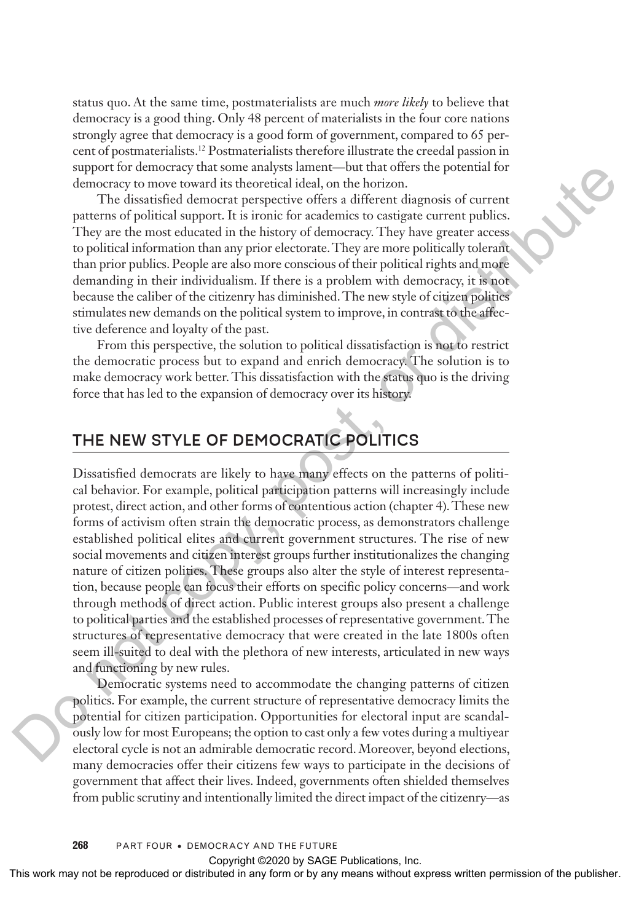status quo. At the same time, postmaterialists are much *more likely* to believe that democracy is a good thing. Only 48 percent of materialists in the four core nations strongly agree that democracy is a good form of government, compared to 65 percent of postmaterialists.[12] Postmaterialists therefore illustrate the creedal passion in support for democracy that some analysts lament—but that offers the potential for democracy to move toward its theoretical ideal, on the horizon.

The dissatisfied democrat perspective offers a different diagnosis of current patterns of political support. It is ironic for academics to castigate current publics. They are the most educated in the history of democracy. They have greater access to political information than any prior electorate. They are more politically tolerant than prior publics. People are also more conscious of their political rights and more demanding in their individualism. If there is a problem with democracy, it is not because the caliber of the citizenry has diminished. The new style of citizen politics stimulates new demands on the political system to improve, in contrast to the affective deference and loyalty of the past.

From this perspective, the solution to political dissatisfaction is not to restrict the democratic process but to expand and enrich democracy. The solution is to make democracy work better. This dissatisfaction with the status quo is the driving force that has led to the expansion of democracy over its history.

## THE NEW STYLE OF DEMOCRATIC POLITICS

Dissatisfied democrats are likely to have many effects on the patterns of political behavior. For example, political participation patterns will increasingly include protest, direct action, and other forms of contentious action (chapter 4). These new forms of activism often strain the democratic process, as demonstrators challenge established political elites and current government structures. The rise of new social movements and citizen interest groups further institutionalizes the changing nature of citizen politics. These groups also alter the style of interest representation, because people can focus their efforts on specific policy concerns—and work through methods of direct action. Public interest groups also present a challenge to political parties and the established processes of representative government. The structures of representative democracy that were created in the late 1800s often seem ill-suited to deal with the plethora of new interests, articulated in new ways and functioning by new rules.

Democratic systems need to accommodate the changing patterns of citizen politics. For example, the current structure of representative democracy limits the potential for citizen participation. Opportunities for electoral input are scandalously low for most Europeans; the option to cast only a few votes during a multiyear electoral cycle is not an admirable democratic record. Moreover, beyond elections, many democracies offer their citizens few ways to participate in the decisions of government that affect their lives. Indeed, governments often shielded themselves from public scrutiny and intentionally limited the direct impact of the citizenry—as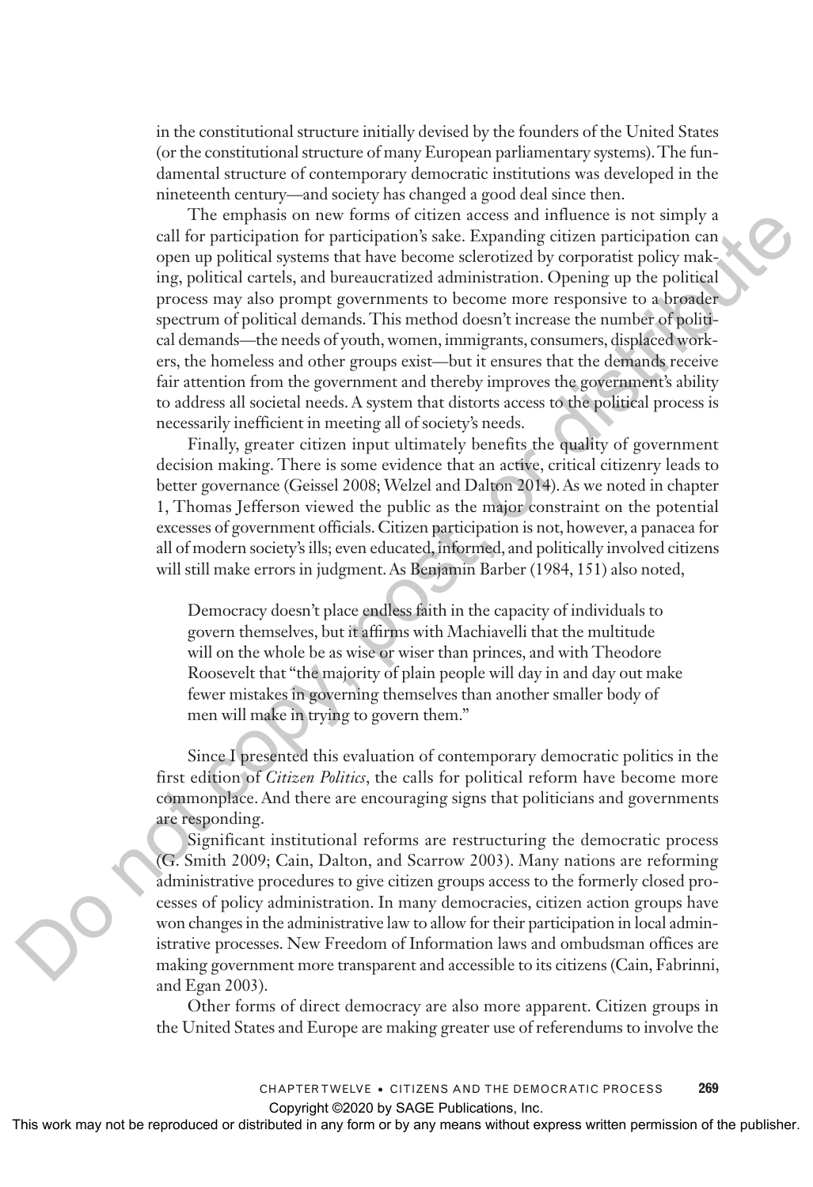in the constitutional structure initially devised by the founders of the United States (or the constitutional structure of many European parliamentary systems). The fundamental structure of contemporary democratic institutions was developed in the nineteenth century—and society has changed a good deal since then.

The emphasis on new forms of citizen access and influence is not simply a call for participation for participation's sake. Expanding citizen participation can open up political systems that have become sclerotized by corporatist policy making, political cartels, and bureaucratized administration. Opening up the political process may also prompt governments to become more responsive to a broader spectrum of political demands. This method doesn't increase the number of political demands—the needs of youth, women, immigrants, consumers, displaced workers, the homeless and other groups exist—but it ensures that the demands receive fair attention from the government and thereby improves the government's ability to address all societal needs. A system that distorts access to the political process is necessarily inefficient in meeting all of society's needs.

Finally, greater citizen input ultimately benefits the quality of government decision making. There is some evidence that an active, critical citizenry leads to better governance (Geissel 2008; Welzel and Dalton 2014). As we noted in chapter 1, Thomas Jefferson viewed the public as the major constraint on the potential excesses of government officials. Citizen participation is not, however, a panacea for all of modern society's ills; even educated, informed, and politically involved citizens will still make errors in judgment. As Benjamin Barber (1984, 151) also noted,

> Democracy doesn't place endless faith in the capacity of individuals to govern themselves, but it affirms with Machiavelli that the multitude will on the whole be as wise or wiser than princes, and with Theodore Roosevelt that "the majority of plain people will day in and day out make fewer mistakes in governing themselves than another smaller body of men will make in trying to govern them."

Since I presented this evaluation of contemporary democratic politics in the first edition of *Citizen Politics*, the calls for political reform have become more commonplace. And there are encouraging signs that politicians and governments are responding.

Significant institutional reforms are restructuring the democratic process (G. Smith 2009; Cain, Dalton, and Scarrow 2003). Many nations are reforming administrative procedures to give citizen groups access to the formerly closed processes of policy administration. In many democracies, citizen action groups have won changes in the administrative law to allow for their participation in local administrative processes. New Freedom of Information laws and ombudsman offices are making government more transparent and accessible to its citizens (Cain, Fabrinni, and Egan 2003).

Other forms of direct democracy are also more apparent. Citizen groups in the United States and Europe are making greater use of referendums to involve the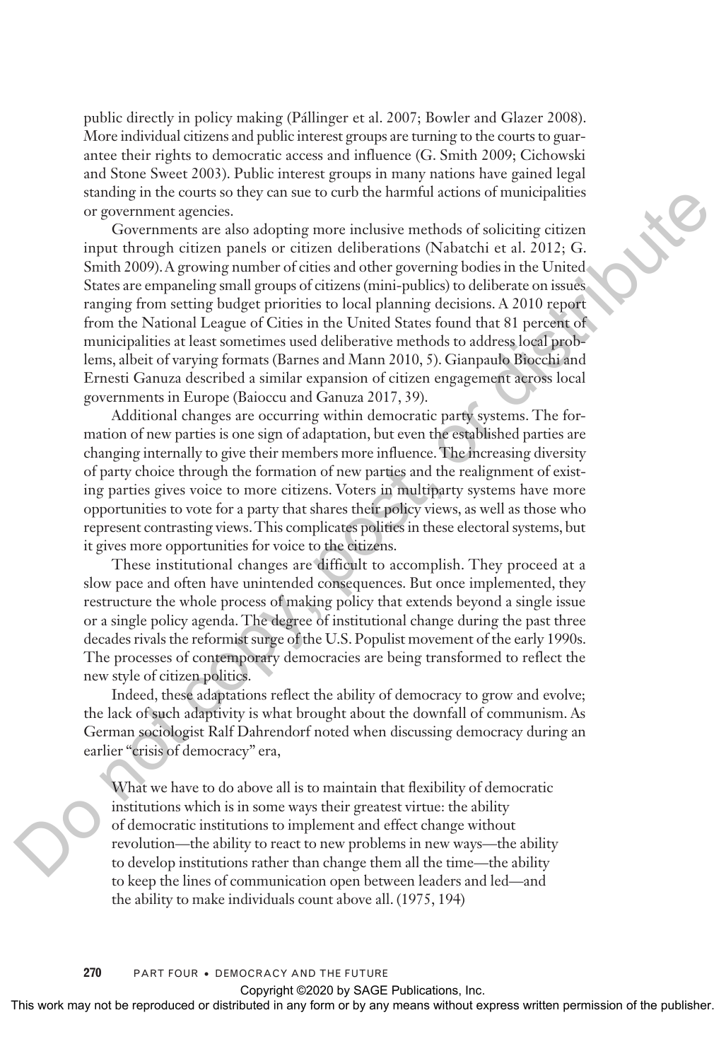public directly in policy making (Pállinger et al. 2007; Bowler and Glazer 2008). More individual citizens and public interest groups are turning to the courts to guarantee their rights to democratic access and influence (G. Smith 2009; Cichowski and Stone Sweet 2003). Public interest groups in many nations have gained legal standing in the courts so they can sue to curb the harmful actions of municipalities or government agencies.

Governments are also adopting more inclusive methods of soliciting citizen input through citizen panels or citizen deliberations (Nabatchi et al. 2012; G. Smith 2009). A growing number of cities and other governing bodies in the United States are empaneling small groups of citizens (mini-publics) to deliberate on issues ranging from setting budget priorities to local planning decisions. A 2010 report from the National League of Cities in the United States found that 81 percent of municipalities at least sometimes used deliberative methods to address local problems, albeit of varying formats (Barnes and Mann 2010, 5). Gianpaulo Biocchi and Ernesti Ganuza described a similar expansion of citizen engagement across local governments in Europe (Baioccu and Ganuza 2017, 39).

Additional changes are occurring within democratic party systems. The formation of new parties is one sign of adaptation, but even the established parties are changing internally to give their members more influence. The increasing diversity of party choice through the formation of new parties and the realignment of existing parties gives voice to more citizens. Voters in multiparty systems have more opportunities to vote for a party that shares their policy views, as well as those who represent contrasting views. This complicates politics in these electoral systems, but it gives more opportunities for voice to the citizens.

These institutional changes are difficult to accomplish. They proceed at a slow pace and often have unintended consequences. But once implemented, they restructure the whole process of making policy that extends beyond a single issue or a single policy agenda. The degree of institutional change during the past three decades rivals the reformist surge of the U.S. Populist movement of the early 1990s. The processes of contemporary democracies are being transformed to reflect the new style of citizen politics.

Indeed, these adaptations reflect the ability of democracy to grow and evolve; the lack of such adaptivity is what brought about the downfall of communism. As German sociologist Ralf Dahrendorf noted when discussing democracy during an earlier "crisis of democracy" era,

> What we have to do above all is to maintain that flexibility of democratic institutions which is in some ways their greatest virtue: the ability of democratic institutions to implement and effect change without revolution—the ability to react to new problems in new ways—the ability to develop institutions rather than change them all the time—the ability to keep the lines of communication open between leaders and led—and the ability to make individuals count above all. (1975, 194)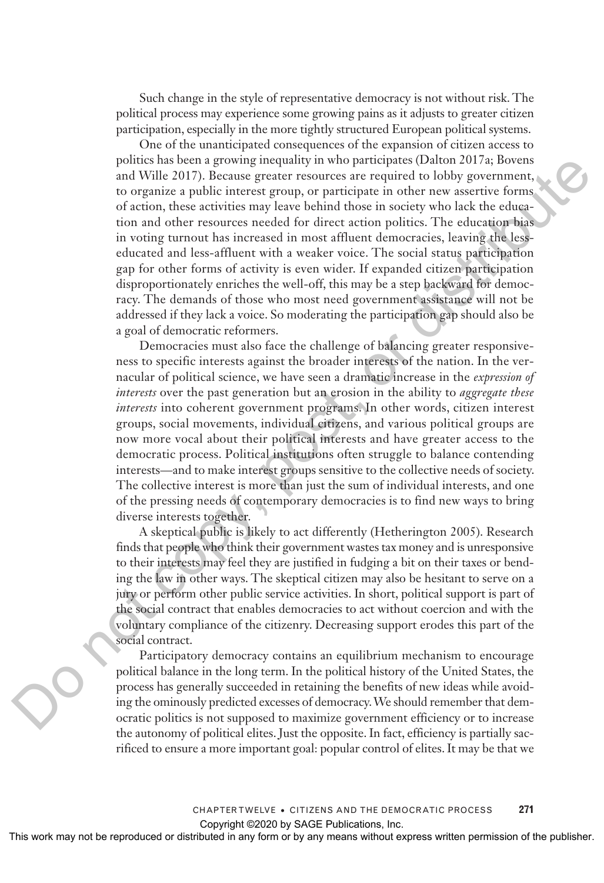Such change in the style of representative democracy is not without risk. The political process may experience some growing pains as it adjusts to greater citizen participation, especially in the more tightly structured European political systems.

One of the unanticipated consequences of the expansion of citizen access to politics has been a growing inequality in who participates (Dalton 2017a; Bovens and Wille 2017). Because greater resources are required to lobby government, to organize a public interest group, or participate in other new assertive forms of action, these activities may leave behind those in society who lack the education and other resources needed for direct action politics. The education bias in voting turnout has increased in most affluent democracies, leaving the less-educated and less-affluent with a weaker voice. The social status participation gap for other forms of activity is even wider. If expanded citizen participation disproportionately enriches the well-off, this may be a step backward for democracy. The demands of those who most need government assistance will not be addressed if they lack a voice. So moderating the participation gap should also be a goal of democratic reformers.

Democracies must also face the challenge of balancing greater responsiveness to specific interests against the broader interests of the nation. In the vernacular of political science, we have seen a dramatic increase in the *expression of interests* over the past generation but an erosion in the ability to *aggregate these interests* into coherent government programs. In other words, citizen interest groups, social movements, individual citizens, and various political groups are now more vocal about their political interests and have greater access to the democratic process. Political institutions often struggle to balance contending interests—and to make interest groups sensitive to the collective needs of society. The collective interest is more than just the sum of individual interests, and one of the pressing needs of contemporary democracies is to find new ways to bring diverse interests together.

A skeptical public is likely to act differently (Hetherington 2005). Research finds that people who think their government wastes tax money and is unresponsive to their interests may feel they are justified in fudging a bit on their taxes or bending the law in other ways. The skeptical citizen may also be hesitant to serve on a jury or perform other public service activities. In short, political support is part of the social contract that enables democracies to act without coercion and with the voluntary compliance of the citizenry. Decreasing support erodes this part of the social contract.

Participatory democracy contains an equilibrium mechanism to encourage political balance in the long term. In the political history of the United States, the process has generally succeeded in retaining the benefits of new ideas while avoiding the ominously predicted excesses of democracy. We should remember that democratic politics is not supposed to maximize government efficiency or to increase the autonomy of political elites. Just the opposite. In fact, efficiency is partially sacrificed to ensure a more important goal: popular control of elites. It may be that we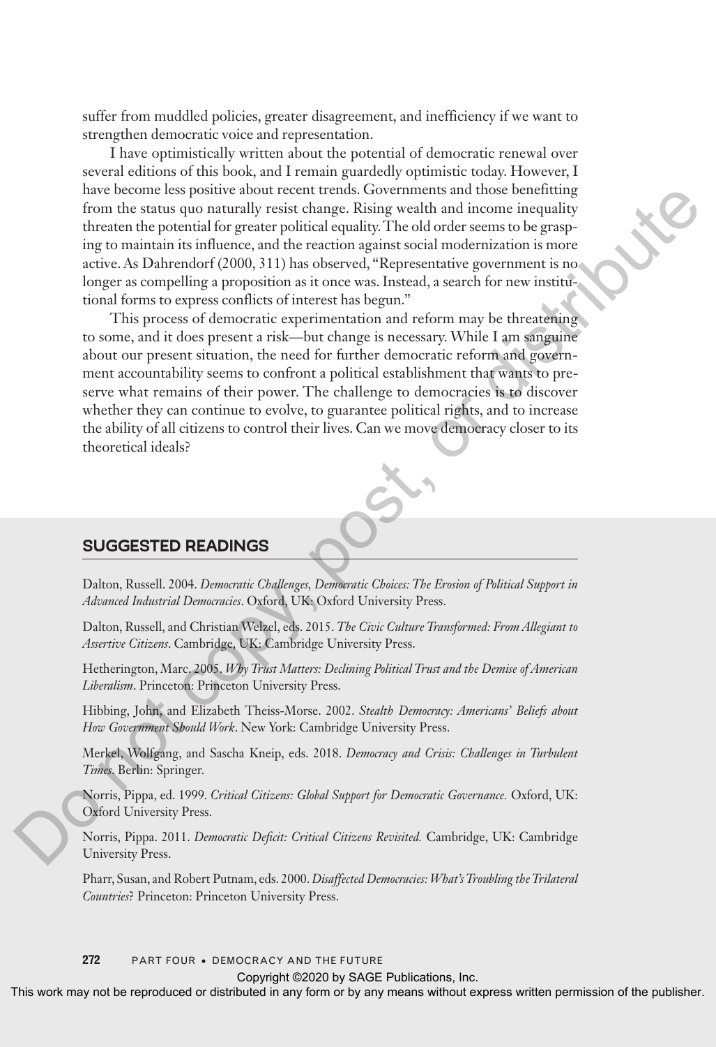suffer from muddled policies, greater disagreement, and inefficiency if we want to strengthen democratic voice and representation.

I have optimistically written about the potential of democratic renewal over several editions of this book, and I remain guardedly optimistic today. However, I have become less positive about recent trends. Governments and those benefitting from the status quo naturally resist change. Rising wealth and income inequality threaten the potential for greater political equality. The old order seems to be grasping to maintain its influence, and the reaction against social modernization is more active. As Dahrendorf (2000, 311) has observed, "Representative government is no longer as compelling a proposition as it once was. Instead, a search for new institutional forms to express conflicts of interest has begun."

This process of democratic experimentation and reform may be threatening to some, and it does present a risk—but change is necessary. While I am sanguine about our present situation, the need for further democratic reform and government accountability seems to confront a political establishment that wants to preserve what remains of their power. The challenge to democracies is to discover whether they can continue to evolve, to guarantee political rights, and to increase the ability of all citizens to control their lives. Can we move democracy closer to its theoretical ideals?

## SUGGESTED READINGS

Dalton, Russell. 2004. *Democratic Challenges, Democratic Choices: The Erosion of Political Support in Advanced Industrial Democracies*. Oxford, UK: Oxford University Press.

Dalton, Russell, and Christian Welzel, eds. 2015. *The Civic Culture Transformed: From Allegiant to Assertive Citizens*. Cambridge, UK: Cambridge University Press.

Hetherington, Marc. 2005. *Why Trust Matters: Declining Political Trust and the Demise of American Liberalism*. Princeton: Princeton University Press.

Hibbing, John, and Elizabeth Theiss-Morse. 2002. *Stealth Democracy: Americans' Beliefs about How Government Should Work*. New York: Cambridge University Press.

Merkel, Wolfgang, and Sascha Kneip, eds. 2018. *Democracy and Crisis: Challenges in Turbulent Times*. Berlin: Springer.

Norris, Pippa, ed. 1999. *Critical Citizens: Global Support for Democratic Governance.* Oxford, UK: Oxford University Press.

Norris, Pippa. 2011. *Democratic Deficit: Critical Citizens Revisited.* Cambridge, UK: Cambridge University Press.

Pharr, Susan, and Robert Putnam, eds. 2000. *Disaffected Democracies: What's Troubling the Trilateral Countries*? Princeton: Princeton University Press.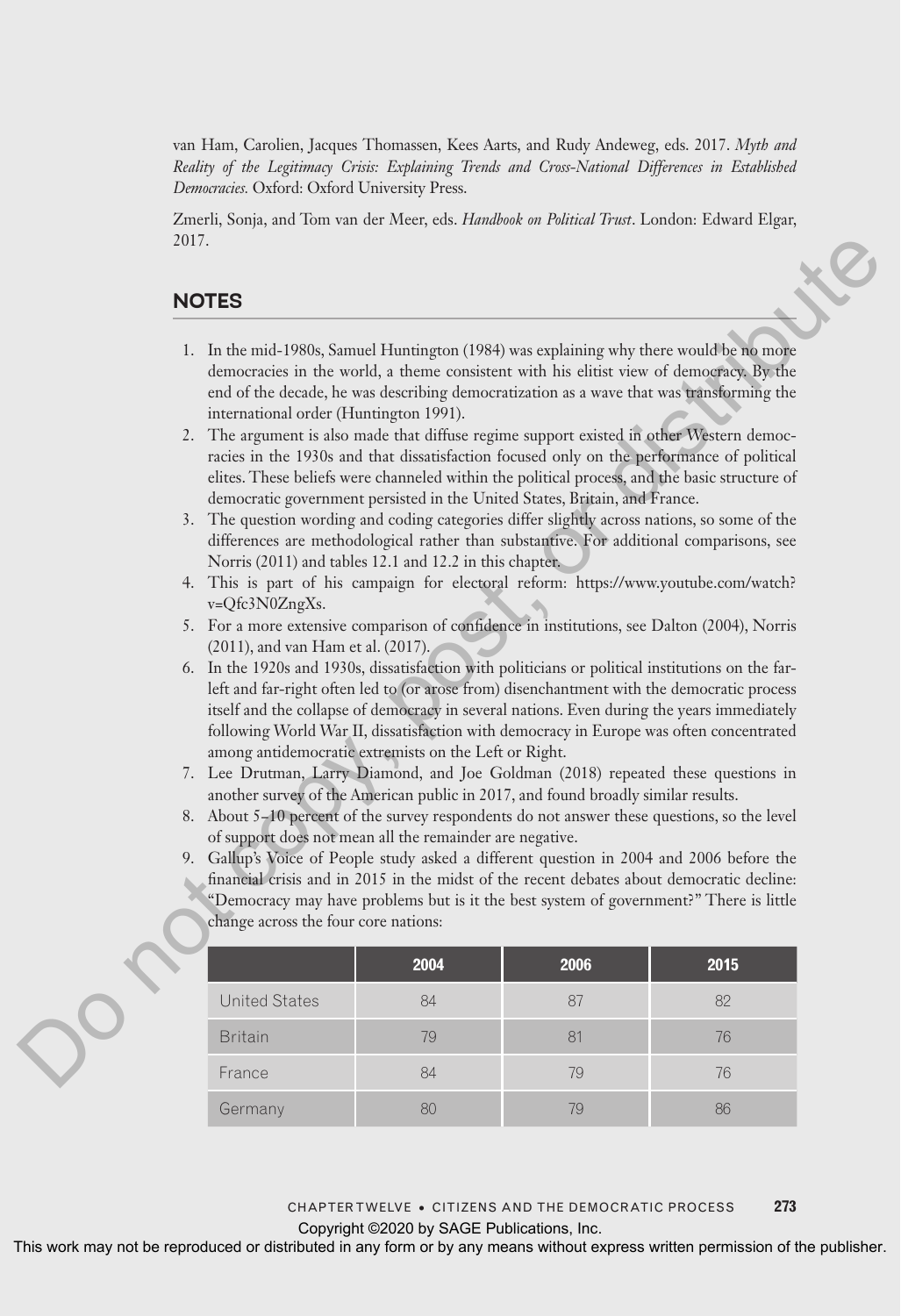van Ham, Carolien, Jacques Thomassen, Kees Aarts, and Rudy Andeweg, eds. 2017. *Myth and Reality of the Legitimacy Crisis: Explaining Trends and Cross-National Differences in Established Democracies.* Oxford: Oxford University Press.

Zmerli, Sonja, and Tom van der Meer, eds. *Handbook on Political Trust*. London: Edward Elgar, 2017.

## NOTES

1. In the mid-1980s, Samuel Huntington (1984) was explaining why there would be no more democracies in the world, a theme consistent with his elitist view of democracy. By the end of the decade, he was describing democratization as a wave that was transforming the international order (Huntington 1991).
2. The argument is also made that diffuse regime support existed in other Western democracies in the 1930s and that dissatisfaction focused only on the performance of political elites. These beliefs were channeled within the political process, and the basic structure of democratic government persisted in the United States, Britain, and France.
3. The question wording and coding categories differ slightly across nations, so some of the differences are methodological rather than substantive. For additional comparisons, see Norris (2011) and tables 12.1 and 12.2 in this chapter.
4. This is part of his campaign for electoral reform: https://www.youtube.com/watch?v=Qfc3N0ZngXs.
5. For a more extensive comparison of confidence in institutions, see Dalton (2004), Norris (2011), and van Ham et al. (2017).
6. In the 1920s and 1930s, dissatisfaction with politicians or political institutions on the far-left and far-right often led to (or arose from) disenchantment with the democratic process itself and the collapse of democracy in several nations. Even during the years immediately following World War II, dissatisfaction with democracy in Europe was often concentrated among antidemocratic extremists on the Left or Right.
7. Lee Drutman, Larry Diamond, and Joe Goldman (2018) repeated these questions in another survey of the American public in 2017, and found broadly similar results.
8. About 5–10 percent of the survey respondents do not answer these questions, so the level of support does not mean all the remainder are negative.
9. Gallup's Voice of People study asked a different question in 2004 and 2006 before the financial crisis and in 2015 in the midst of the recent debates about democratic decline: "Democracy may have problems but is it the best system of government?" There is little change across the four core nations:

| | 2004 | 2006 | 2015 |
|---|---|---|---|
| United States | 84 | 87 | 82 |
| Britain | 79 | 81 | 76 |
| France | 84 | 79 | 76 |
| Germany | 80 | 79 | 86 |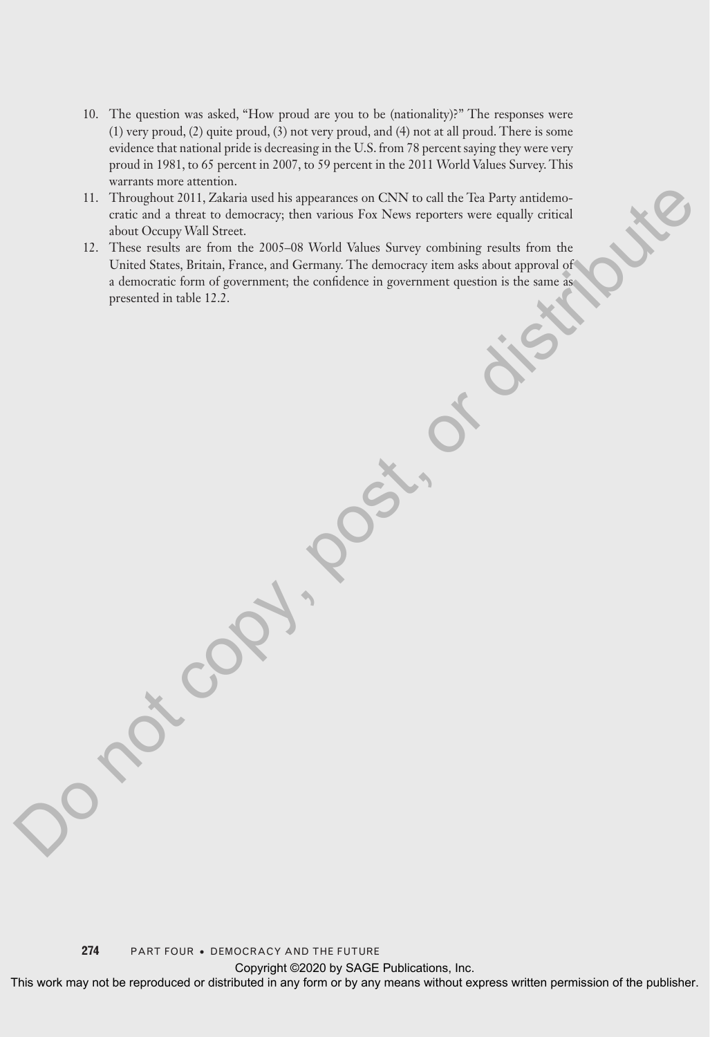10. The question was asked, "How proud are you to be (nationality)?" The responses were (1) very proud, (2) quite proud, (3) not very proud, and (4) not at all proud. There is some evidence that national pride is decreasing in the U.S. from 78 percent saying they were very proud in 1981, to 65 percent in 2007, to 59 percent in the 2011 World Values Survey. This warrants more attention.
11. Throughout 2011, Zakaria used his appearances on CNN to call the Tea Party antidemocratic and a threat to democracy; then various Fox News reporters were equally critical about Occupy Wall Street.
12. These results are from the 2005–08 World Values Survey combining results from the United States, Britain, France, and Germany. The democracy item asks about approval of a democratic form of government; the confidence in government question is the same as presented in table 12.2.